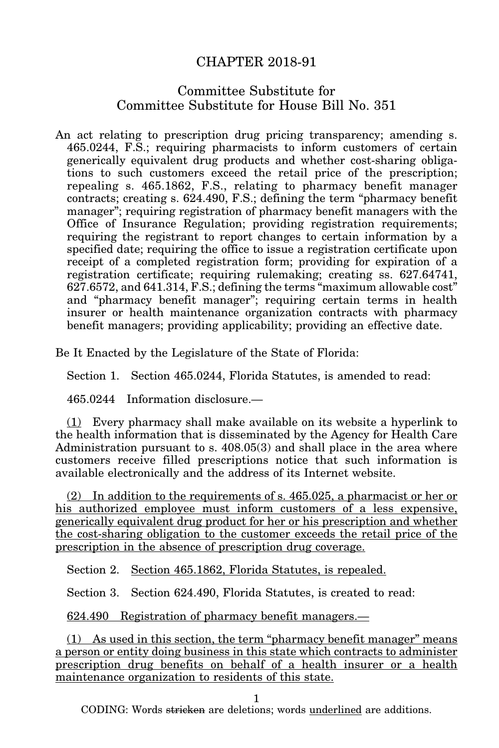# CHAPTER 2018-91

## Committee Substitute for Committee Substitute for House Bill No. 351

An act relating to prescription drug pricing transparency; amending s. 465.0244, F.S.; requiring pharmacists to inform customers of certain generically equivalent drug products and whether cost-sharing obligations to such customers exceed the retail price of the prescription; repealing s. 465.1862, F.S., relating to pharmacy benefit manager contracts; creating s. 624.490, F.S.; defining the term "pharmacy benefit manager"; requiring registration of pharmacy benefit managers with the Office of Insurance Regulation; providing registration requirements; requiring the registrant to report changes to certain information by a specified date; requiring the office to issue a registration certificate upon receipt of a completed registration form; providing for expiration of a registration certificate; requiring rulemaking; creating ss. 627.64741, 627.6572, and 641.314, F.S.; defining the terms "maximum allowable cost" and "pharmacy benefit manager"; requiring certain terms in health insurer or health maintenance organization contracts with pharmacy benefit managers; providing applicability; providing an effective date.

Be It Enacted by the Legislature of the State of Florida:

Section 1. Section 465.0244, Florida Statutes, is amended to read:

465.0244 Information disclosure.—

<u>(1)</u> Every pharmacy shall make available on its website a hyperlink to the health information that is disseminated by the Agency for Health Care Administration pursuant to s. 408.05(3) and shall place in the area where customers receive filled prescriptions notice that such information is available electronically and the address of its Internet website.

<u>(2) In addition to the requirements of s. 465.025, a pharmacist or her or his authorized employee must inform customers of a less expensive, generically equivalent drug product for her or his prescription and whether the cost-sharing obligation to the customer exceeds the retail price of the prescription in the absence of prescription drug coverage.</u>

Section 2. <u>Section 465.1862, Florida Statutes, is repealed.</u>

Section 3. Section 624.490, Florida Statutes, is created to read:

<u>624.490 Registration of pharmacy benefit managers.—</u>

<u>(1) As used in this section, the term "pharmacy benefit manager" means a person or entity doing business in this state which contracts to administer prescription drug benefits on behalf of a health insurer or a health maintenance organization to residents of this state.</u>

CODING: Words ~~stricken~~ are deletions; words <u>underlined</u> are additions.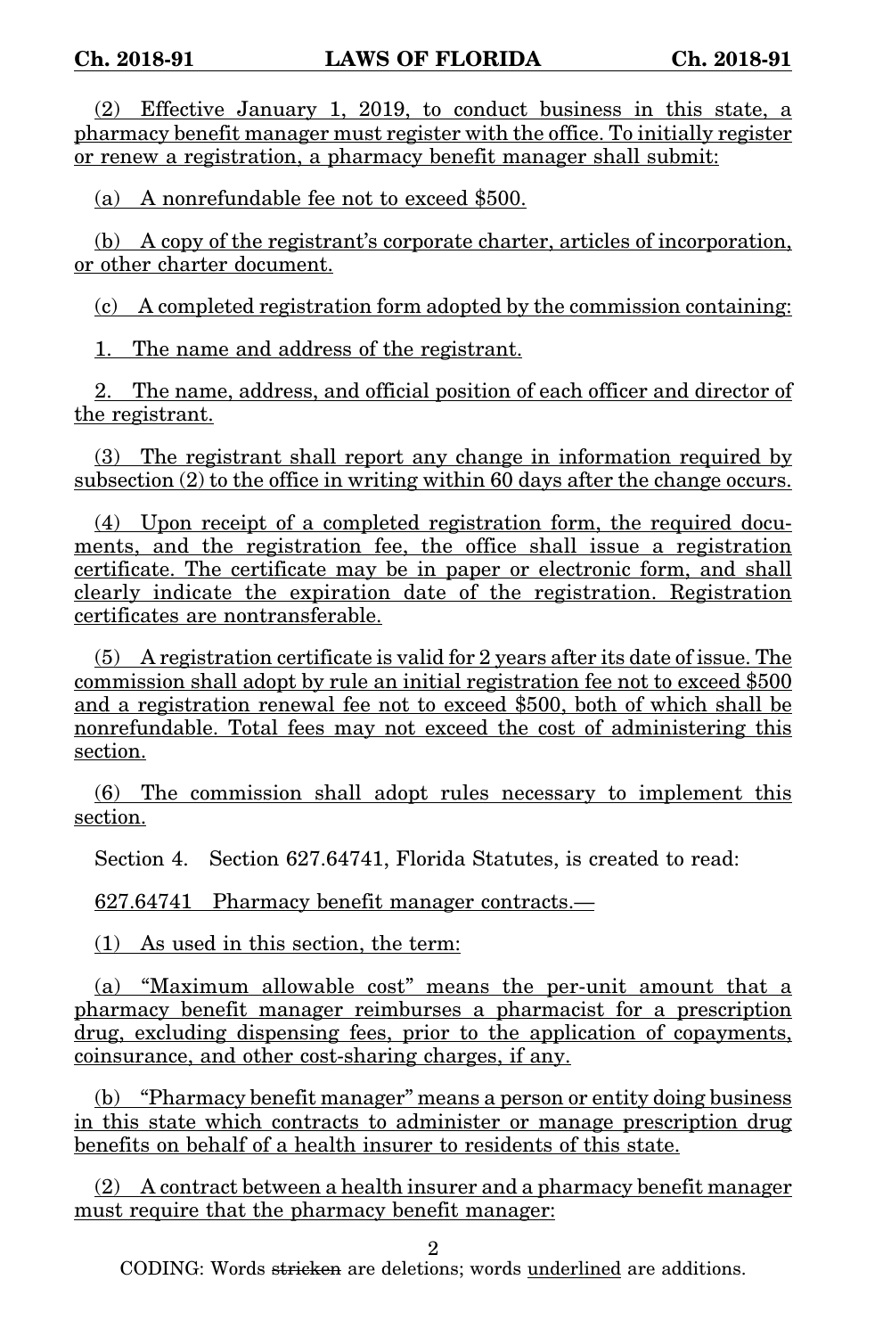(2) Effective January 1, 2019, to conduct business in this state, a pharmacy benefit manager must register with the office. To initially register or renew a registration, a pharmacy benefit manager shall submit:

(a) A nonrefundable fee not to exceed $500.

(b) A copy of the registrant's corporate charter, articles of incorporation, or other charter document.

(c) A completed registration form adopted by the commission containing:

1. The name and address of the registrant.

2. The name, address, and official position of each officer and director of the registrant.

(3) The registrant shall report any change in information required by subsection (2) to the office in writing within 60 days after the change occurs.

(4) Upon receipt of a completed registration form, the required documents, and the registration fee, the office shall issue a registration certificate. The certificate may be in paper or electronic form, and shall clearly indicate the expiration date of the registration. Registration certificates are nontransferable.

(5) A registration certificate is valid for 2 years after its date of issue. The commission shall adopt by rule an initial registration fee not to exceed $500 and a registration renewal fee not to exceed $500, both of which shall be nonrefundable. Total fees may not exceed the cost of administering this section.

(6) The commission shall adopt rules necessary to implement this section.

Section 4. Section 627.64741, Florida Statutes, is created to read:

627.64741 Pharmacy benefit manager contracts.—

(1) As used in this section, the term:

(a) "Maximum allowable cost" means the per-unit amount that a pharmacy benefit manager reimburses a pharmacist for a prescription drug, excluding dispensing fees, prior to the application of copayments, coinsurance, and other cost-sharing charges, if any.

(b) "Pharmacy benefit manager" means a person or entity doing business in this state which contracts to administer or manage prescription drug benefits on behalf of a health insurer to residents of this state.

(2) A contract between a health insurer and a pharmacy benefit manager must require that the pharmacy benefit manager:

CODING: Words ~~stricken~~ are deletions; words underlined are additions.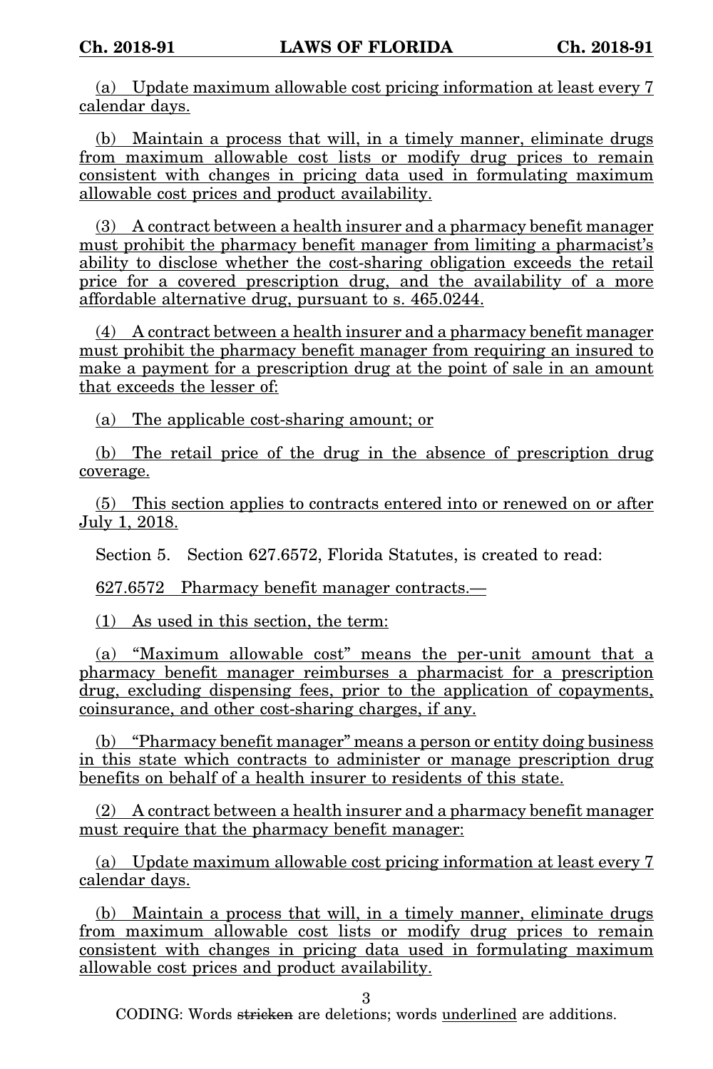(a) Update maximum allowable cost pricing information at least every 7 calendar days.

(b) Maintain a process that will, in a timely manner, eliminate drugs from maximum allowable cost lists or modify drug prices to remain consistent with changes in pricing data used in formulating maximum allowable cost prices and product availability.

(3) A contract between a health insurer and a pharmacy benefit manager must prohibit the pharmacy benefit manager from limiting a pharmacist's ability to disclose whether the cost-sharing obligation exceeds the retail price for a covered prescription drug, and the availability of a more affordable alternative drug, pursuant to s. 465.0244.

(4) A contract between a health insurer and a pharmacy benefit manager must prohibit the pharmacy benefit manager from requiring an insured to make a payment for a prescription drug at the point of sale in an amount that exceeds the lesser of:

(a) The applicable cost-sharing amount; or

(b) The retail price of the drug in the absence of prescription drug coverage.

(5) This section applies to contracts entered into or renewed on or after July 1, 2018.

Section 5. Section 627.6572, Florida Statutes, is created to read:

627.6572 Pharmacy benefit manager contracts.—

(1) As used in this section, the term:

(a) "Maximum allowable cost" means the per-unit amount that a pharmacy benefit manager reimburses a pharmacist for a prescription drug, excluding dispensing fees, prior to the application of copayments, coinsurance, and other cost-sharing charges, if any.

(b) "Pharmacy benefit manager" means a person or entity doing business in this state which contracts to administer or manage prescription drug benefits on behalf of a health insurer to residents of this state.

(2) A contract between a health insurer and a pharmacy benefit manager must require that the pharmacy benefit manager:

(a) Update maximum allowable cost pricing information at least every 7 calendar days.

(b) Maintain a process that will, in a timely manner, eliminate drugs from maximum allowable cost lists or modify drug prices to remain consistent with changes in pricing data used in formulating maximum allowable cost prices and product availability.

CODING: Words ~~stricken~~ are deletions; words underlined are additions.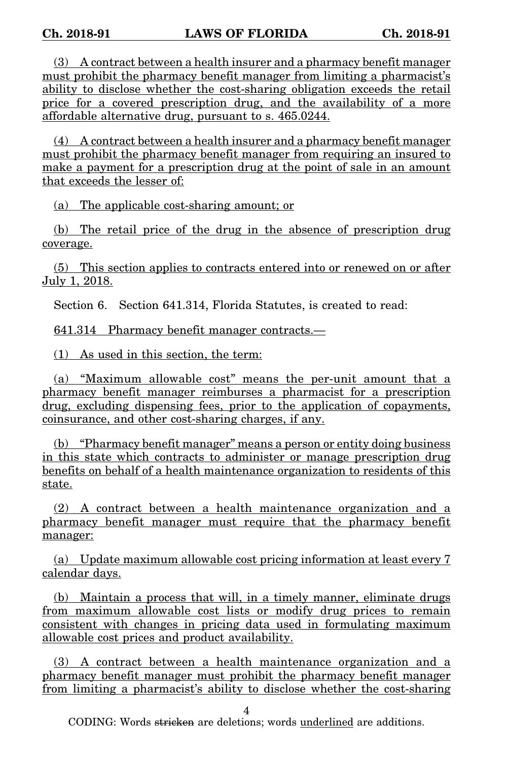(3) A contract between a health insurer and a pharmacy benefit manager must prohibit the pharmacy benefit manager from limiting a pharmacist's ability to disclose whether the cost-sharing obligation exceeds the retail price for a covered prescription drug, and the availability of a more affordable alternative drug, pursuant to s. 465.0244.

(4) A contract between a health insurer and a pharmacy benefit manager must prohibit the pharmacy benefit manager from requiring an insured to make a payment for a prescription drug at the point of sale in an amount that exceeds the lesser of:

(a) The applicable cost-sharing amount; or

(b) The retail price of the drug in the absence of prescription drug coverage.

(5) This section applies to contracts entered into or renewed on or after July 1, 2018.

Section 6. Section 641.314, Florida Statutes, is created to read:

641.314 Pharmacy benefit manager contracts.—

(1) As used in this section, the term:

(a) "Maximum allowable cost" means the per-unit amount that a pharmacy benefit manager reimburses a pharmacist for a prescription drug, excluding dispensing fees, prior to the application of copayments, coinsurance, and other cost-sharing charges, if any.

(b) "Pharmacy benefit manager" means a person or entity doing business in this state which contracts to administer or manage prescription drug benefits on behalf of a health maintenance organization to residents of this state.

(2) A contract between a health maintenance organization and a pharmacy benefit manager must require that the pharmacy benefit manager:

(a) Update maximum allowable cost pricing information at least every 7 calendar days.

(b) Maintain a process that will, in a timely manner, eliminate drugs from maximum allowable cost lists or modify drug prices to remain consistent with changes in pricing data used in formulating maximum allowable cost prices and product availability.

(3) A contract between a health maintenance organization and a pharmacy benefit manager must prohibit the pharmacy benefit manager from limiting a pharmacist's ability to disclose whether the cost-sharing

CODING: Words ~~stricken~~ are deletions; words underlined are additions.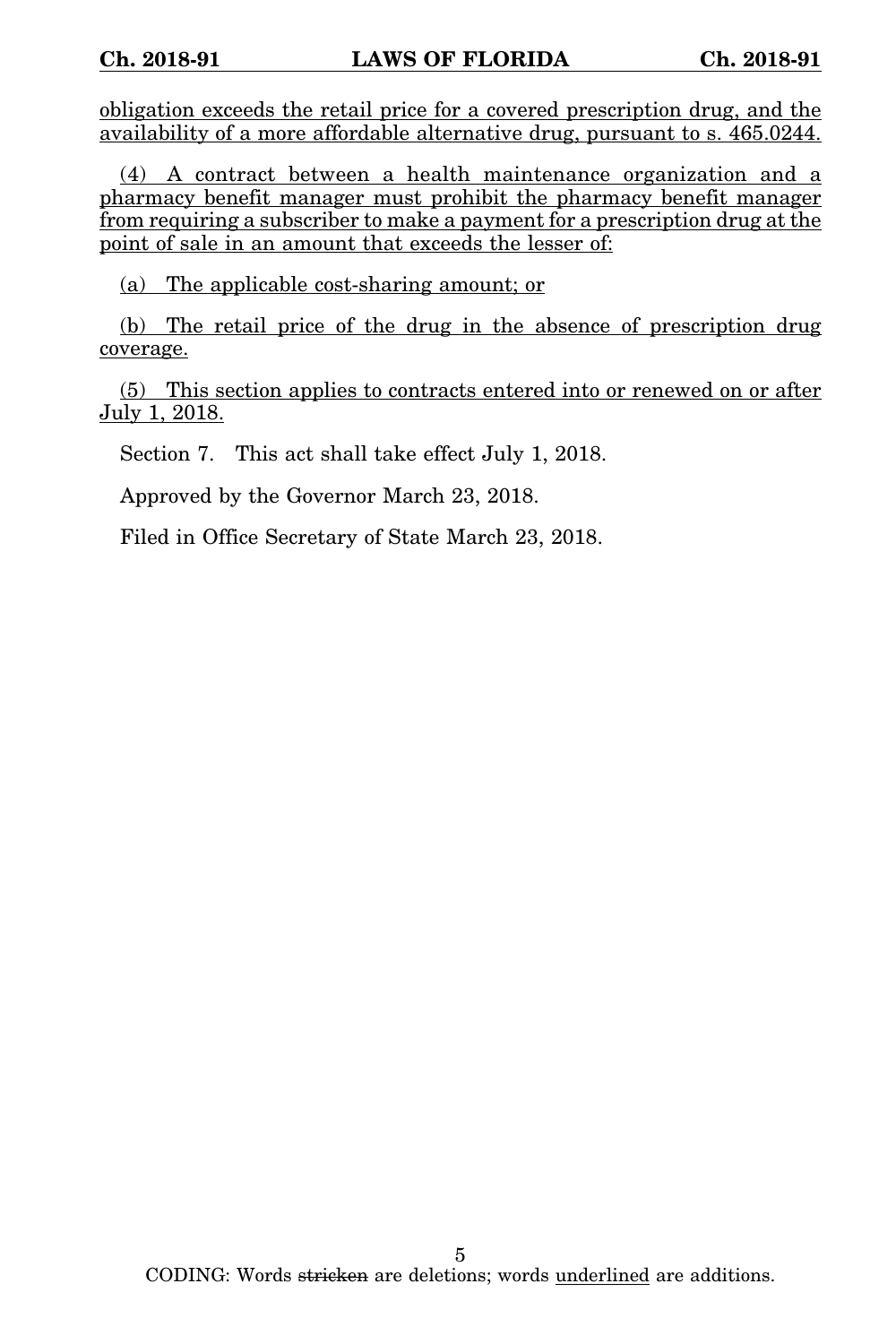obligation exceeds the retail price for a covered prescription drug, and the availability of a more affordable alternative drug, pursuant to s. 465.0244.

(4) A contract between a health maintenance organization and a pharmacy benefit manager must prohibit the pharmacy benefit manager from requiring a subscriber to make a payment for a prescription drug at the point of sale in an amount that exceeds the lesser of:

(a) The applicable cost-sharing amount; or

(b) The retail price of the drug in the absence of prescription drug coverage.

(5) This section applies to contracts entered into or renewed on or after July 1, 2018.

Section 7. This act shall take effect July 1, 2018.

Approved by the Governor March 23, 2018.

Filed in Office Secretary of State March 23, 2018.

CODING: Words ~~stricken~~ are deletions; words underlined are additions.